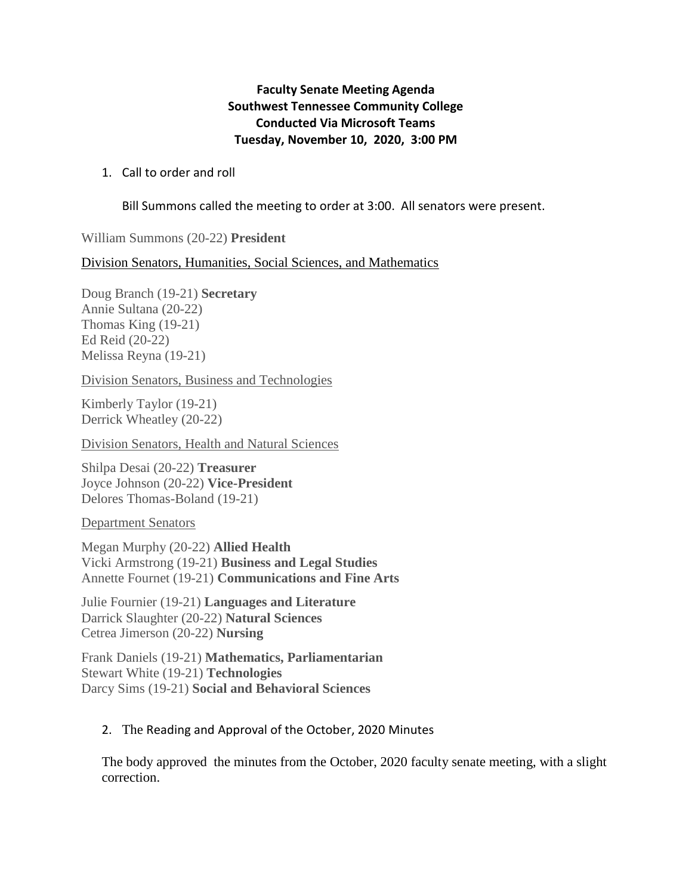**Faculty Senate Meeting Agenda**
**Southwest Tennessee Community College**
**Conducted Via Microsoft Teams**
**Tuesday, November 10, 2020, 3:00 PM**

1. Call to order and roll

   Bill Summons called the meeting to order at 3:00. All senators were present.

William Summons (20-22) **President**

Division Senators, Humanities, Social Sciences, and Mathematics

Doug Branch (19-21) **Secretary**
Annie Sultana (20-22)
Thomas King (19-21)
Ed Reid (20-22)
Melissa Reyna (19-21)

Division Senators, Business and Technologies

Kimberly Taylor (19-21)
Derrick Wheatley (20-22)

Division Senators, Health and Natural Sciences

Shilpa Desai (20-22) **Treasurer**
Joyce Johnson (20-22) **Vice-President**
Delores Thomas-Boland (19-21)

Department Senators

Megan Murphy (20-22) **Allied Health**
Vicki Armstrong (19-21) **Business and Legal Studies**
Annette Fournet (19-21) **Communications and Fine Arts**

Julie Fournier (19-21) **Languages and Literature**
Darrick Slaughter (20-22) **Natural Sciences**
Cetrea Jimerson (20-22) **Nursing**

Frank Daniels (19-21) **Mathematics, Parliamentarian**
Stewart White (19-21) **Technologies**
Darcy Sims (19-21) **Social and Behavioral Sciences**

2. The Reading and Approval of the October, 2020 Minutes

   The body approved the minutes from the October, 2020 faculty senate meeting, with a slight correction.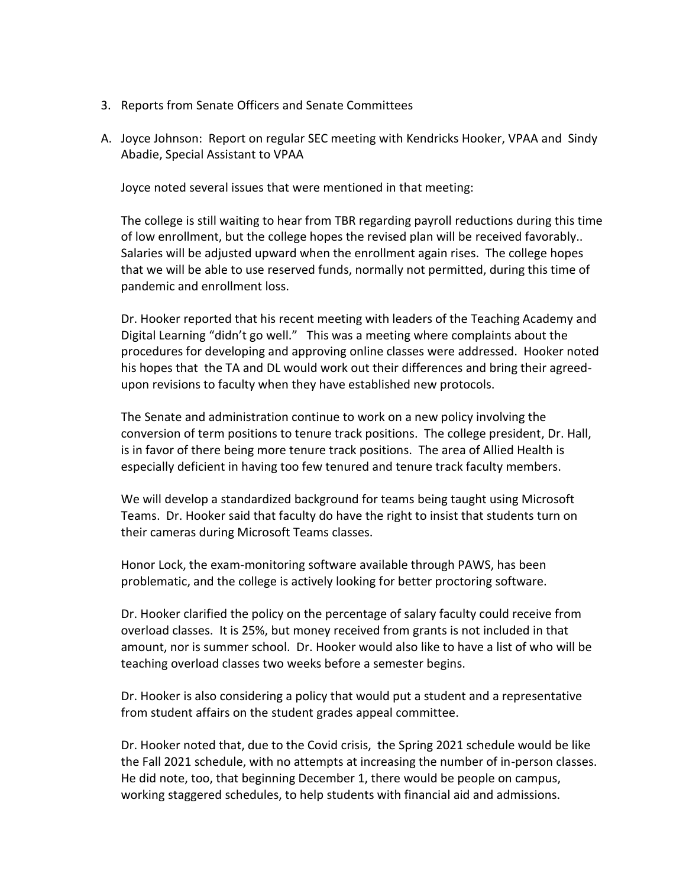3. Reports from Senate Officers and Senate Committees

A. Joyce Johnson: Report on regular SEC meeting with Kendricks Hooker, VPAA and Sindy Abadie, Special Assistant to VPAA

Joyce noted several issues that were mentioned in that meeting:

The college is still waiting to hear from TBR regarding payroll reductions during this time of low enrollment, but the college hopes the revised plan will be received favorably.. Salaries will be adjusted upward when the enrollment again rises. The college hopes that we will be able to use reserved funds, normally not permitted, during this time of pandemic and enrollment loss.

Dr. Hooker reported that his recent meeting with leaders of the Teaching Academy and Digital Learning "didn't go well." This was a meeting where complaints about the procedures for developing and approving online classes were addressed. Hooker noted his hopes that the TA and DL would work out their differences and bring their agreed-upon revisions to faculty when they have established new protocols.

The Senate and administration continue to work on a new policy involving the conversion of term positions to tenure track positions. The college president, Dr. Hall, is in favor of there being more tenure track positions. The area of Allied Health is especially deficient in having too few tenured and tenure track faculty members.

We will develop a standardized background for teams being taught using Microsoft Teams. Dr. Hooker said that faculty do have the right to insist that students turn on their cameras during Microsoft Teams classes.

Honor Lock, the exam-monitoring software available through PAWS, has been problematic, and the college is actively looking for better proctoring software.

Dr. Hooker clarified the policy on the percentage of salary faculty could receive from overload classes. It is 25%, but money received from grants is not included in that amount, nor is summer school. Dr. Hooker would also like to have a list of who will be teaching overload classes two weeks before a semester begins.

Dr. Hooker is also considering a policy that would put a student and a representative from student affairs on the student grades appeal committee.

Dr. Hooker noted that, due to the Covid crisis, the Spring 2021 schedule would be like the Fall 2021 schedule, with no attempts at increasing the number of in-person classes. He did note, too, that beginning December 1, there would be people on campus, working staggered schedules, to help students with financial aid and admissions.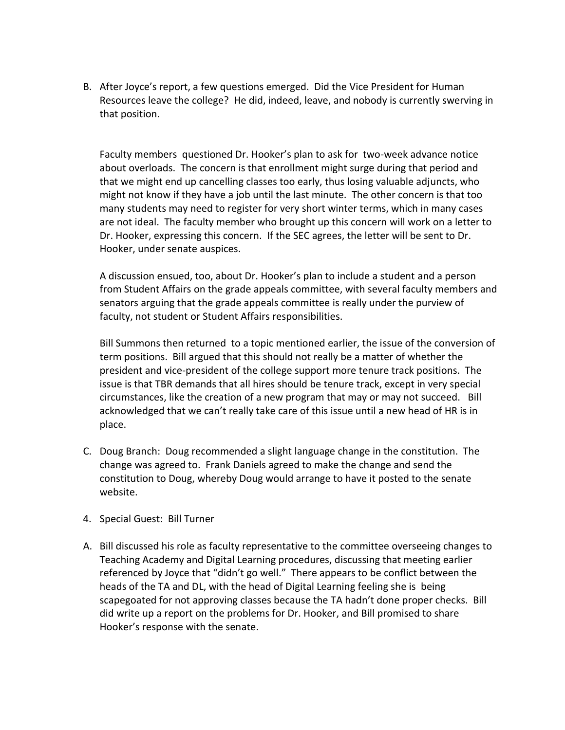B. After Joyce's report, a few questions emerged. Did the Vice President for Human Resources leave the college? He did, indeed, leave, and nobody is currently swerving in that position.

   Faculty members questioned Dr. Hooker's plan to ask for two-week advance notice about overloads. The concern is that enrollment might surge during that period and that we might end up cancelling classes too early, thus losing valuable adjuncts, who might not know if they have a job until the last minute. The other concern is that too many students may need to register for very short winter terms, which in many cases are not ideal. The faculty member who brought up this concern will work on a letter to Dr. Hooker, expressing this concern. If the SEC agrees, the letter will be sent to Dr. Hooker, under senate auspices.

   A discussion ensued, too, about Dr. Hooker's plan to include a student and a person from Student Affairs on the grade appeals committee, with several faculty members and senators arguing that the grade appeals committee is really under the purview of faculty, not student or Student Affairs responsibilities.

   Bill Summons then returned to a topic mentioned earlier, the issue of the conversion of term positions. Bill argued that this should not really be a matter of whether the president and vice-president of the college support more tenure track positions. The issue is that TBR demands that all hires should be tenure track, except in very special circumstances, like the creation of a new program that may or may not succeed. Bill acknowledged that we can't really take care of this issue until a new head of HR is in place.

C. Doug Branch: Doug recommended a slight language change in the constitution. The change was agreed to. Frank Daniels agreed to make the change and send the constitution to Doug, whereby Doug would arrange to have it posted to the senate website.

4. Special Guest: Bill Turner

A. Bill discussed his role as faculty representative to the committee overseeing changes to Teaching Academy and Digital Learning procedures, discussing that meeting earlier referenced by Joyce that "didn't go well." There appears to be conflict between the heads of the TA and DL, with the head of Digital Learning feeling she is being scapegoated for not approving classes because the TA hadn't done proper checks. Bill did write up a report on the problems for Dr. Hooker, and Bill promised to share Hooker's response with the senate.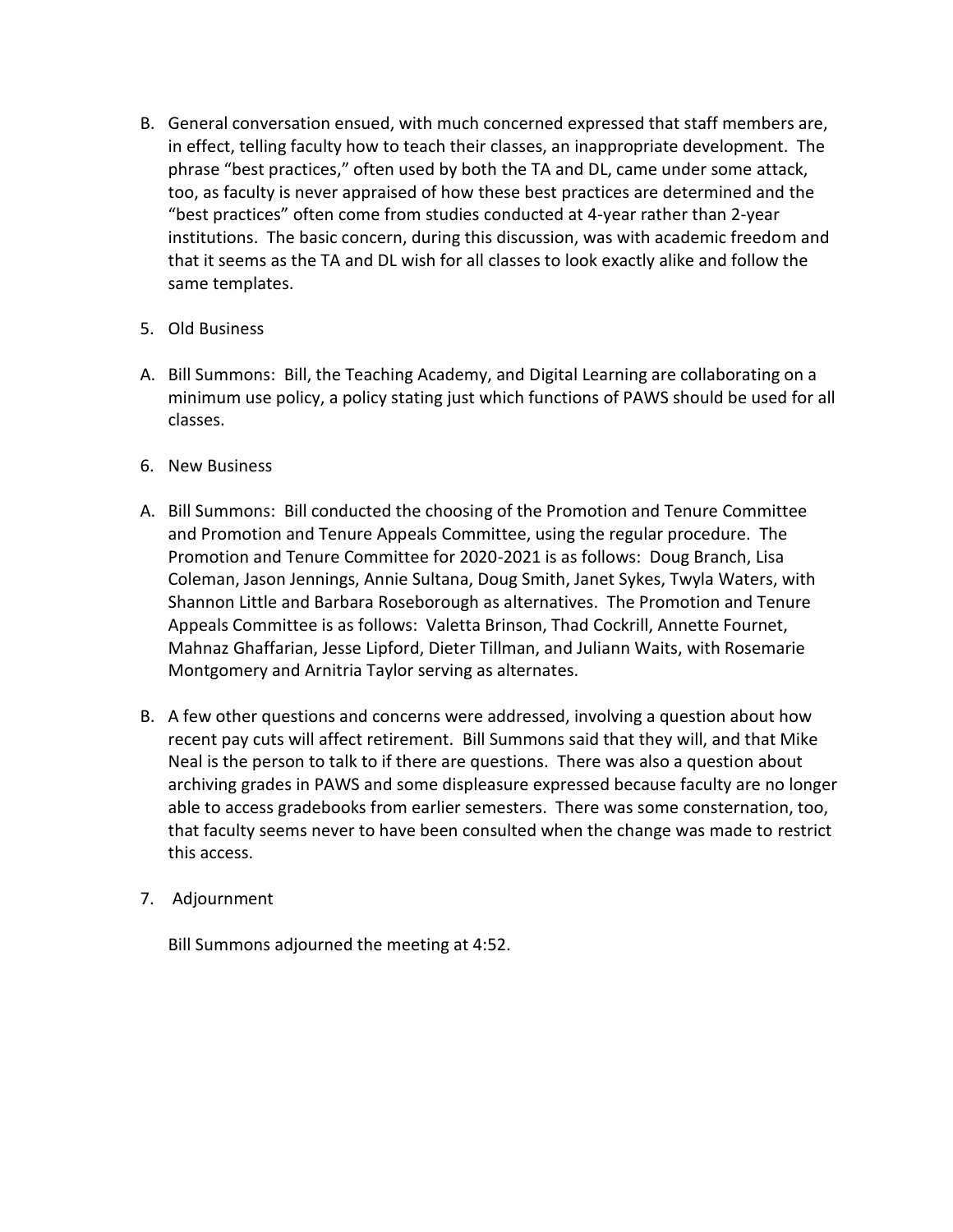B. General conversation ensued, with much concerned expressed that staff members are, in effect, telling faculty how to teach their classes, an inappropriate development. The phrase "best practices," often used by both the TA and DL, came under some attack, too, as faculty is never appraised of how these best practices are determined and the "best practices" often come from studies conducted at 4-year rather than 2-year institutions. The basic concern, during this discussion, was with academic freedom and that it seems as the TA and DL wish for all classes to look exactly alike and follow the same templates.

5. Old Business

A. Bill Summons: Bill, the Teaching Academy, and Digital Learning are collaborating on a minimum use policy, a policy stating just which functions of PAWS should be used for all classes.

6. New Business

A. Bill Summons: Bill conducted the choosing of the Promotion and Tenure Committee and Promotion and Tenure Appeals Committee, using the regular procedure. The Promotion and Tenure Committee for 2020-2021 is as follows: Doug Branch, Lisa Coleman, Jason Jennings, Annie Sultana, Doug Smith, Janet Sykes, Twyla Waters, with Shannon Little and Barbara Roseborough as alternatives. The Promotion and Tenure Appeals Committee is as follows: Valetta Brinson, Thad Cockrill, Annette Fournet, Mahnaz Ghaffarian, Jesse Lipford, Dieter Tillman, and Juliann Waits, with Rosemarie Montgomery and Arnitria Taylor serving as alternates.

B. A few other questions and concerns were addressed, involving a question about how recent pay cuts will affect retirement. Bill Summons said that they will, and that Mike Neal is the person to talk to if there are questions. There was also a question about archiving grades in PAWS and some displeasure expressed because faculty are no longer able to access gradebooks from earlier semesters. There was some consternation, too, that faculty seems never to have been consulted when the change was made to restrict this access.

7. Adjournment

Bill Summons adjourned the meeting at 4:52.